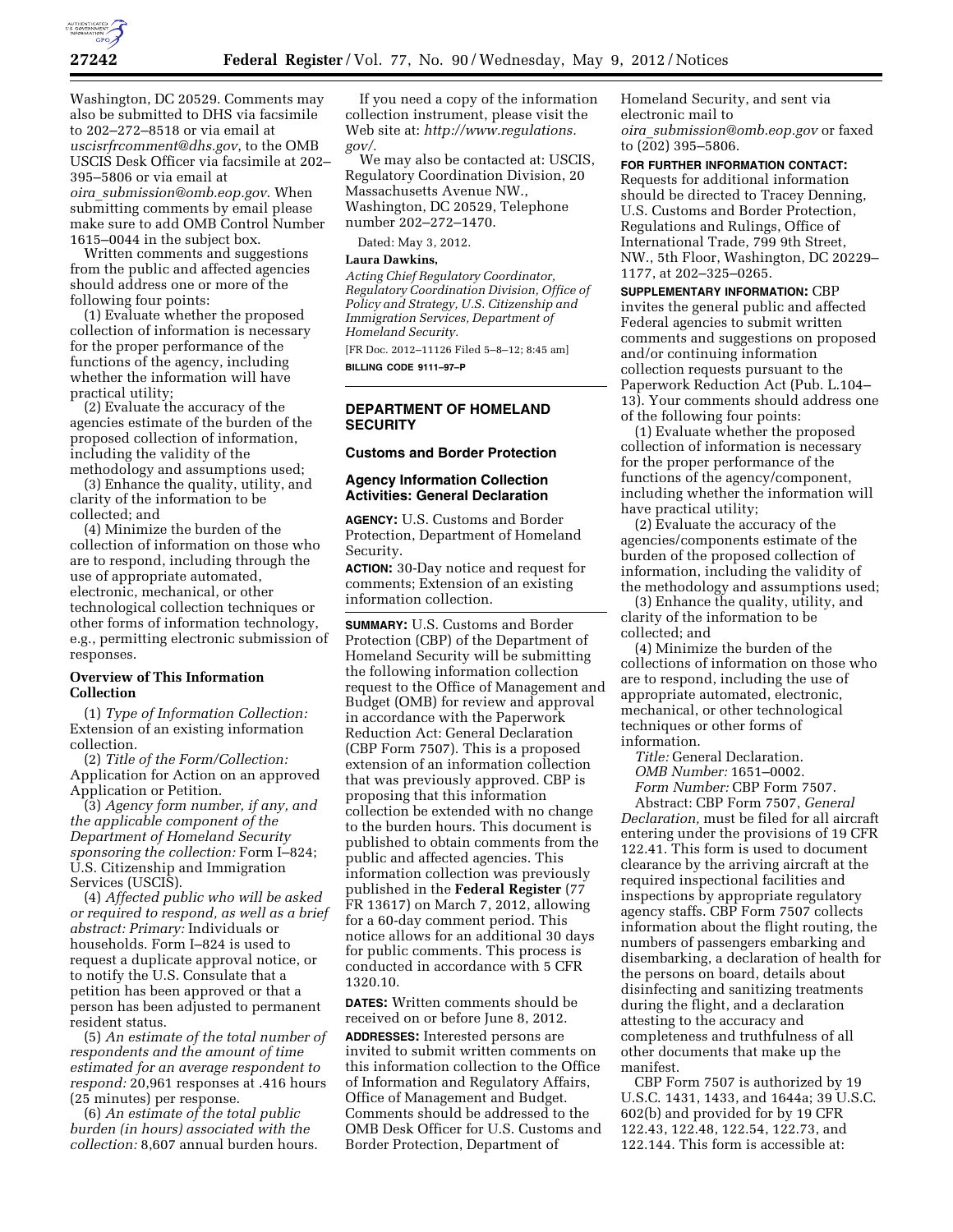Washington, DC 20529. Comments may also be submitted to DHS via facsimile to 202–272–8518 or via email at *uscisrfcomment@dhs.gov*, to the OMB USCIS Desk Officer via facsimile at 202–395–5806 or via email at *oira_submission@omb.eop.gov*. When submitting comments by email please make sure to add OMB Control Number 1615–0044 in the subject box.

Written comments and suggestions from the public and affected agencies should address one or more of the following four points:

(1) Evaluate whether the proposed collection of information is necessary for the proper performance of the functions of the agency, including whether the information will have practical utility;

(2) Evaluate the accuracy of the agencies estimate of the burden of the proposed collection of information, including the validity of the methodology and assumptions used;

(3) Enhance the quality, utility, and clarity of the information to be collected; and

(4) Minimize the burden of the collection of information on those who are to respond, including through the use of appropriate automated, electronic, mechanical, or other technological collection techniques or other forms of information technology, e.g., permitting electronic submission of responses.

**Overview of This Information Collection**

(1) *Type of Information Collection:* Extension of an existing information collection.

(2) *Title of the Form/Collection:* Application for Action on an approved Application or Petition.

(3) *Agency form number, if any, and the applicable component of the Department of Homeland Security sponsoring the collection:* Form I–824; U.S. Citizenship and Immigration Services (USCIS).

(4) *Affected public who will be asked or required to respond, as well as a brief abstract: Primary:* Individuals or households. Form I–824 is used to request a duplicate approval notice, or to notify the U.S. Consulate that a petition has been approved or that a person has been adjusted to permanent resident status.

(5) *An estimate of the total number of respondents and the amount of time estimated for an average respondent to respond:* 20,961 responses at .416 hours (25 minutes) per response.

(6) *An estimate of the total public burden (in hours) associated with the collection:* 8,607 annual burden hours.

If you need a copy of the information collection instrument, please visit the Web site at: *http://www.regulations.gov/*.

We may also be contacted at: USCIS, Regulatory Coordination Division, 20 Massachusetts Avenue NW., Washington, DC 20529, Telephone number 202–272–1470.

Dated: May 3, 2012.

**Laura Dawkins,**

*Acting Chief Regulatory Coordinator, Regulatory Coordination Division, Office of Policy and Strategy, U.S. Citizenship and Immigration Services, Department of Homeland Security.*

[FR Doc. 2012–11126 Filed 5–8–12; 8:45 am]

**BILLING CODE 9111–97–P**

## DEPARTMENT OF HOMELAND SECURITY

### Customs and Border Protection

### Agency Information Collection Activities: General Declaration

**AGENCY:** U.S. Customs and Border Protection, Department of Homeland Security.

**ACTION:** 30-Day notice and request for comments; Extension of an existing information collection.

**SUMMARY:** U.S. Customs and Border Protection (CBP) of the Department of Homeland Security will be submitting the following information collection request to the Office of Management and Budget (OMB) for review and approval in accordance with the Paperwork Reduction Act: General Declaration (CBP Form 7507). This is a proposed extension of an information collection that was previously approved. CBP is proposing that this information collection be extended with no change to the burden hours. This document is published to obtain comments from the public and affected agencies. This information collection was previously published in the **Federal Register** (77 FR 13617) on March 7, 2012, allowing for a 60-day comment period. This notice allows for an additional 30 days for public comments. This process is conducted in accordance with 5 CFR 1320.10.

**DATES:** Written comments should be received on or before June 8, 2012.

**ADDRESSES:** Interested persons are invited to submit written comments on this information collection to the Office of Information and Regulatory Affairs, Office of Management and Budget. Comments should be addressed to the OMB Desk Officer for U.S. Customs and Border Protection, Department of Homeland Security, and sent via electronic mail to *oira_submission@omb.eop.gov* or faxed to (202) 395–5806.

**FOR FURTHER INFORMATION CONTACT:** Requests for additional information should be directed to Tracey Denning, U.S. Customs and Border Protection, Regulations and Rulings, Office of International Trade, 799 9th Street, NW., 5th Floor, Washington, DC 20229–1177, at 202–325–0265.

**SUPPLEMENTARY INFORMATION:** CBP invites the general public and affected Federal agencies to submit written comments and suggestions on proposed and/or continuing information collection requests pursuant to the Paperwork Reduction Act (Pub. L.104–13). Your comments should address one of the following four points:

(1) Evaluate whether the proposed collection of information is necessary for the proper performance of the functions of the agency/component, including whether the information will have practical utility;

(2) Evaluate the accuracy of the agencies/components estimate of the burden of the proposed collection of information, including the validity of the methodology and assumptions used;

(3) Enhance the quality, utility, and clarity of the information to be collected; and

(4) Minimize the burden of the collections of information on those who are to respond, including the use of appropriate automated, electronic, mechanical, or other technological techniques or other forms of information.

*Title:* General Declaration.

*OMB Number:* 1651–0002.

*Form Number:* CBP Form 7507.

Abstract: CBP Form 7507, *General Declaration,* must be filed for all aircraft entering under the provisions of 19 CFR 122.41. This form is used to document clearance by the arriving aircraft at the required inspectional facilities and inspections by appropriate regulatory agency staffs. CBP Form 7507 collects information about the flight routing, the numbers of passengers embarking and disembarking, a declaration of health for the persons on board, details about disinfecting and sanitizing treatments during the flight, and a declaration attesting to the accuracy and completeness and truthfulness of all other documents that make up the manifest.

CBP Form 7507 is authorized by 19 U.S.C. 1431, 1433, and 1644a; 39 U.S.C. 602(b) and provided for by 19 CFR 122.43, 122.48, 122.54, 122.73, and 122.144. This form is accessible at: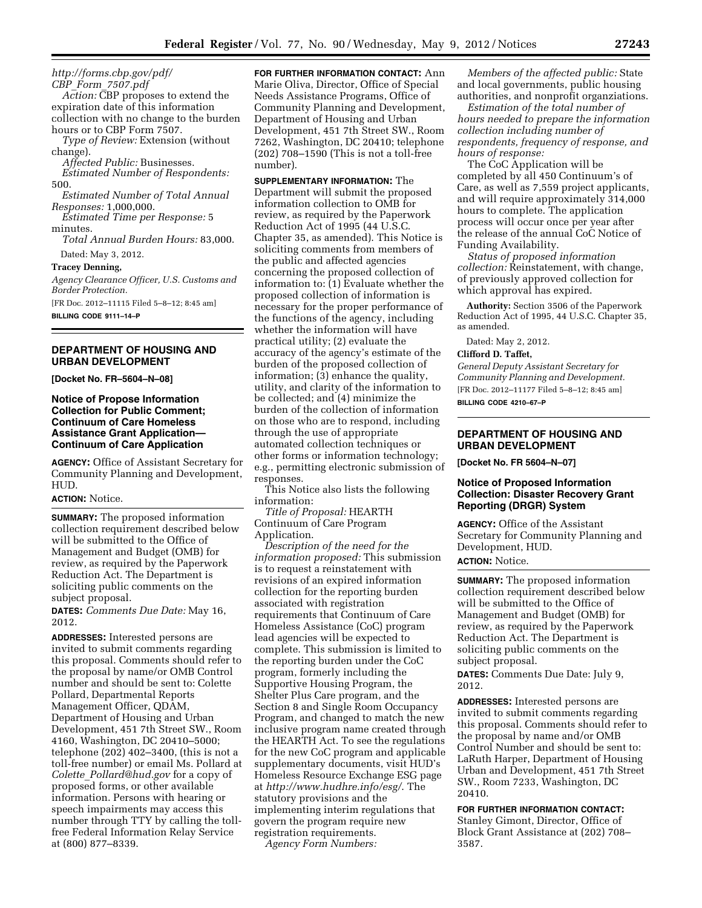*http://forms.cbp.gov/pdf/CBP_Form_7507.pdf*

*Action:* CBP proposes to extend the expiration date of this information collection with no change to the burden hours or to CBP Form 7507.

*Type of Review:* Extension (without change).

*Affected Public:* Businesses.

*Estimated Number of Respondents:* 500.

*Estimated Number of Total Annual Responses:* 1,000,000.

*Estimated Time per Response:* 5 minutes.

*Total Annual Burden Hours:* 83,000.

Dated: May 3, 2012.

**Tracey Denning,**

*Agency Clearance Officer, U.S. Customs and Border Protection.*

[FR Doc. 2012–11115 Filed 5–8–12; 8:45 am]

**BILLING CODE 9111–14–P**

## DEPARTMENT OF HOUSING AND URBAN DEVELOPMENT

**[Docket No. FR–5604–N–08]**

### Notice of Propose Information Collection for Public Comment; Continuum of Care Homeless Assistance Grant Application—Continuum of Care Application

**AGENCY:** Office of Assistant Secretary for Community Planning and Development, HUD.

**ACTION:** Notice.

**SUMMARY:** The proposed information collection requirement described below will be submitted to the Office of Management and Budget (OMB) for review, as required by the Paperwork Reduction Act. The Department is soliciting public comments on the subject proposal.

**DATES:** *Comments Due Date:* May 16, 2012.

**ADDRESSES:** Interested persons are invited to submit comments regarding this proposal. Comments should refer to the proposal by name/or OMB Control number and should be sent to: Colette Pollard, Departmental Reports Management Officer, QDAM, Department of Housing and Urban Development, 451 7th Street SW., Room 4160, Washington, DC 20410–5000; telephone (202) 402–3400, (this is not a toll-free number) or email Ms. Pollard at *Colette_Pollard@hud.gov* for a copy of proposed forms, or other available information. Persons with hearing or speech impairments may access this number through TTY by calling the toll-free Federal Information Relay Service at (800) 877–8339.

**FOR FURTHER INFORMATION CONTACT:** Ann Marie Oliva, Director, Office of Special Needs Assistance Programs, Office of Community Planning and Development, Department of Housing and Urban Development, 451 7th Street SW., Room 7262, Washington, DC 20410; telephone (202) 708–1590 (This is not a toll-free number).

**SUPPLEMENTARY INFORMATION:** The Department will submit the proposed information collection to OMB for review, as required by the Paperwork Reduction Act of 1995 (44 U.S.C. Chapter 35, as amended). This Notice is soliciting comments from members of the public and affected agencies concerning the proposed collection of information to: (1) Evaluate whether the proposed collection of information is necessary for the proper performance of the functions of the agency, including whether the information will have practical utility; (2) evaluate the accuracy of the agency's estimate of the burden of the proposed collection of information; (3) enhance the quality, utility, and clarity of the information to be collected; and (4) minimize the burden of the collection of information on those who are to respond, including through the use of appropriate automated collection techniques or other forms or information technology; e.g., permitting electronic submission of responses.

This Notice also lists the following information:

*Title of Proposal:* HEARTH Continuum of Care Program Application.

*Description of the need for the information proposed:* This submission is to request a reinstatement with revisions of an expired information collection for the reporting burden associated with registration requirements that Continuum of Care Homeless Assistance (CoC) program lead agencies will be expected to complete. This submission is limited to the reporting burden under the CoC program, formerly including the Supportive Housing Program, the Shelter Plus Care program, and the Section 8 and Single Room Occupancy Program, and changed to match the new inclusive program name created through the HEARTH Act. To see the regulations for the new CoC program and applicable supplementary documents, visit HUD's Homeless Resource Exchange ESG page at *http://www.hudhre.info/esg/*. The statutory provisions and the implementing interim regulations that govern the program require new registration requirements.

*Agency Form Numbers:*

*Members of the affected public:* State and local governments, public housing authorities, and nonprofit organziations.

*Estimation of the total number of hours needed to prepare the information collection including number of respondents, frequency of response, and hours of response:*

The CoC Application will be completed by all 450 Continuum's of Care, as well as 7,559 project applicants, and will require approximately 314,000 hours to complete. The application process will occur once per year after the release of the annual CoC Notice of Funding Availability.

*Status of proposed information collection:* Reinstatement, with change, of previously approved collection for which approval has expired.

**Authority:** Section 3506 of the Paperwork Reduction Act of 1995, 44 U.S.C. Chapter 35, as amended.

Dated: May 2, 2012.

**Clifford D. Taffet,**

*General Deputy Assistant Secretary for Community Planning and Development.*

[FR Doc. 2012–11177 Filed 5–8–12; 8:45 am]

**BILLING CODE 4210–67–P**

## DEPARTMENT OF HOUSING AND URBAN DEVELOPMENT

**[Docket No. FR 5604–N–07]**

### Notice of Proposed Information Collection: Disaster Recovery Grant Reporting (DRGR) System

**AGENCY:** Office of the Assistant Secretary for Community Planning and Development, HUD.

**ACTION:** Notice.

**SUMMARY:** The proposed information collection requirement described below will be submitted to the Office of Management and Budget (OMB) for review, as required by the Paperwork Reduction Act. The Department is soliciting public comments on the subject proposal.

**DATES:** Comments Due Date: July 9, 2012.

**ADDRESSES:** Interested persons are invited to submit comments regarding this proposal. Comments should refer to the proposal by name and/or OMB Control Number and should be sent to: LaRuth Harper, Department of Housing Urban and Development, 451 7th Street SW., Room 7233, Washington, DC 20410.

**FOR FURTHER INFORMATION CONTACT:** Stanley Gimont, Director, Office of Block Grant Assistance at (202) 708–3587.